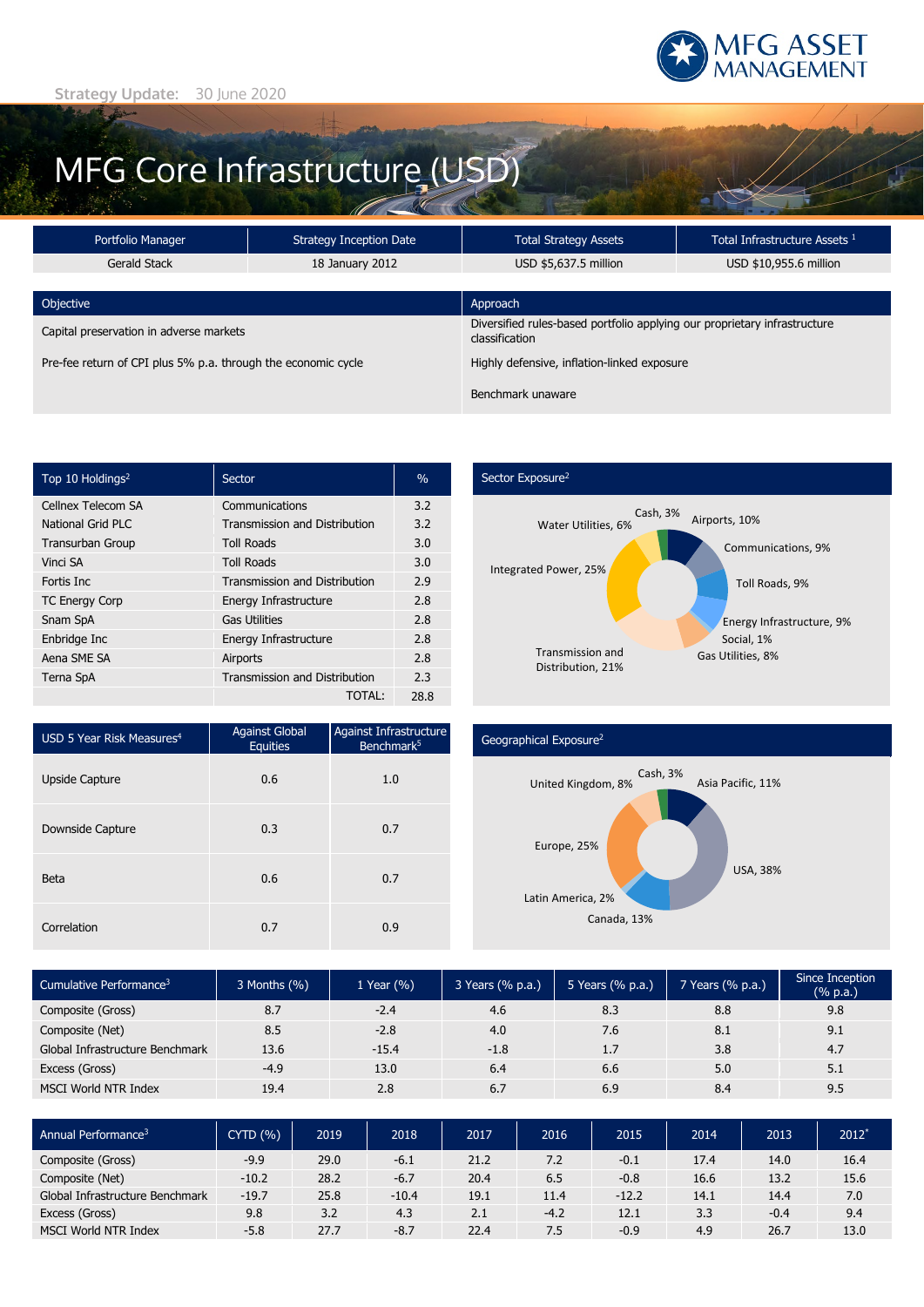MFG ASSET MANAGEMENT

**Strategy Update:** 30 June 2020

# MFG Core Infrastructure (USD)

| Portfolio Manager | Strategy Inception Date | Total Strategy Assets | Total Infrastructure Assets [1] |
|---|---|---|---|
| Gerald Stack | 18 January 2012 | USD $5,637.5 million | USD $10,955.6 million |

| Objective | Approach |
|---|---|
| Capital preservation in adverse markets | Diversified rules-based portfolio applying our proprietary infrastructure classification |
| Pre-fee return of CPI plus 5% p.a. through the economic cycle | Highly defensive, inflation-linked exposure |
| | Benchmark unaware |

| Top 10 Holdings[2] | Sector | % |
|---|---|---|
| Cellnex Telecom SA | Communications | 3.2 |
| National Grid PLC | Transmission and Distribution | 3.2 |
| Transurban Group | Toll Roads | 3.0 |
| Vinci SA | Toll Roads | 3.0 |
| Fortis Inc | Transmission and Distribution | 2.9 |
| TC Energy Corp | Energy Infrastructure | 2.8 |
| Snam SpA | Gas Utilities | 2.8 |
| Enbridge Inc | Energy Infrastructure | 2.8 |
| Aena SME SA | Airports | 2.8 |
| Terna SpA | Transmission and Distribution | 2.3 |
| | TOTAL: | 28.8 |

## Sector Exposure[2]

Airports, 10%; Communications, 9%; Toll Roads, 9%; Energy Infrastructure, 9%; Social, 1%; Gas Utilities, 8%; Transmission and Distribution, 21%; Integrated Power, 25%; Water Utilities, 6%; Cash, 3%

| USD 5 Year Risk Measures[4] | Against Global Equities | Against Infrastructure Benchmark[5] |
|---|---|---|
| Upside Capture | 0.6 | 1.0 |
| Downside Capture | 0.3 | 0.7 |
| Beta | 0.6 | 0.7 |
| Correlation | 0.7 | 0.9 |

## Geographical Exposure[2]

Asia Pacific, 11%; USA, 38%; Canada, 13%; Latin America, 2%; Europe, 25%; United Kingdom, 8%; Cash, 3%

| Cumulative Performance[3] | 3 Months (%) | 1 Year (%) | 3 Years (% p.a.) | 5 Years (% p.a.) | 7 Years (% p.a.) | Since Inception (% p.a.) |
|---|---|---|---|---|---|---|
| Composite (Gross) | 8.7 | -2.4 | 4.6 | 8.3 | 8.8 | 9.8 |
| Composite (Net) | 8.5 | -2.8 | 4.0 | 7.6 | 8.1 | 9.1 |
| Global Infrastructure Benchmark | 13.6 | -15.4 | -1.8 | 1.7 | 3.8 | 4.7 |
| Excess (Gross) | -4.9 | 13.0 | 6.4 | 6.6 | 5.0 | 5.1 |
| MSCI World NTR Index | 19.4 | 2.8 | 6.7 | 6.9 | 8.4 | 9.5 |

| Annual Performance[3] | CYTD (%) | 2019 | 2018 | 2017 | 2016 | 2015 | 2014 | 2013 | 2012* |
|---|---|---|---|---|---|---|---|---|---|
| Composite (Gross) | -9.9 | 29.0 | -6.1 | 21.2 | 7.2 | -0.1 | 17.4 | 14.0 | 16.4 |
| Composite (Net) | -10.2 | 28.2 | -6.7 | 20.4 | 6.5 | -0.8 | 16.6 | 13.2 | 15.6 |
| Global Infrastructure Benchmark | -19.7 | 25.8 | -10.4 | 19.1 | 11.4 | -12.2 | 14.1 | 14.4 | 7.0 |
| Excess (Gross) | 9.8 | 3.2 | 4.3 | 2.1 | -4.2 | 12.1 | 3.3 | -0.4 | 9.4 |
| MSCI World NTR Index | -5.8 | 27.7 | -8.7 | 22.4 | 7.5 | -0.9 | 4.9 | 26.7 | 13.0 |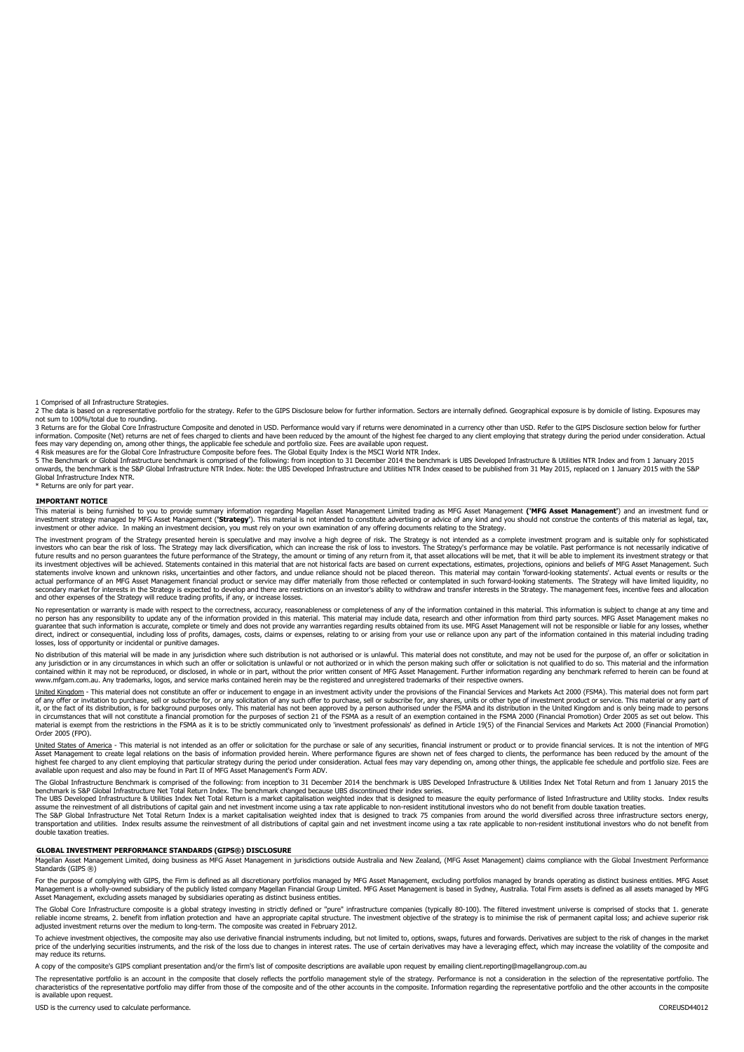1 Comprised of all Infrastructure Strategies.

2 The data is based on a representative portfolio for the strategy. Refer to the GIPS Disclosure below for further information. Sectors are internally defined. Geographical exposure is by domicile of listing. Exposures may not sum to 100%/total due to rounding.

3 Returns are for the Global Core Infrastructure Composite and denoted in USD. Performance would vary if returns were denominated in a currency other than USD. Refer to the GIPS Disclosure section below for further information. Composite (Net) returns are net of fees charged to clients and have been reduced by the amount of the highest fee charged to any client employing that strategy during the period under consideration. Actual fees may vary depending on, among other things, the applicable fee schedule and portfolio size. Fees are available upon request.

4 Risk measures are for the Global Core Infrastructure Composite before fees. The Global Equity Index is the MSCI World NTR Index.

5 The Benchmark or Global Infrastructure benchmark is comprised of the following: from inception to 31 December 2014 the benchmark is UBS Developed Infrastructure & Utilities NTR Index and from 1 January 2015 onwards, the benchmark is the S&P Global Infrastructure NTR Index. Note: the UBS Developed Infrastructure and Utilities NTR Index ceased to be published from 31 May 2015, replaced on 1 January 2015 with the S&P Global Infrastructure Index NTR.

* Returns are only for part year.

## IMPORTANT NOTICE

This material is being furnished to you to provide summary information regarding Magellan Asset Management Limited trading as MFG Asset Management (**'MFG Asset Management'**) and an investment fund or investment strategy managed by MFG Asset Management (**'Strategy'**). This material is not intended to constitute advertising or advice of any kind and you should not construe the contents of this material as legal, tax, investment or other advice. In making an investment decision, you must rely on your own examination of any offering documents relating to the Strategy.

The investment program of the Strategy presented herein is speculative and may involve a high degree of risk. The Strategy is not intended as a complete investment program and is suitable only for sophisticated investors who can bear the risk of loss. The Strategy may lack diversification, which can increase the risk of loss to investors. The Strategy's performance may be volatile. Past performance is not necessarily indicative of future results and no person guarantees the future performance of the Strategy, the amount or timing of any return from it, that asset allocations will be met, that it will be able to implement its investment strategy or that its investment objectives will be achieved. Statements contained in this material that are not historical facts are based on current expectations, estimates, projections, opinions and beliefs of MFG Asset Management. Such statements involve known and unknown risks, uncertainties and other factors, and undue reliance should not be placed thereon. This material may contain 'forward-looking statements'. Actual events or results or the actual performance of an MFG Asset Management financial product or service may differ materially from those reflected or contemplated in such forward-looking statements. The Strategy will have limited liquidity, no secondary market for interests in the Strategy is expected to develop and there are restrictions on an investor's ability to withdraw and transfer interests in the Strategy. The management fees, incentive fees and allocation and other expenses of the Strategy will reduce trading profits, if any, or increase losses.

No representation or warranty is made with respect to the correctness, accuracy, reasonableness or completeness of any of the information contained in this material. This information is subject to change at any time and no person has any responsibility to update any of the information provided in this material. This material may include data, research and other information from third party sources. MFG Asset Management makes no guarantee that such information is accurate, complete or timely and does not provide any warranties regarding results obtained from its use. MFG Asset Management will not be responsible or liable for any losses, whether direct, indirect or consequential, including loss of profits, damages, costs, claims or expenses, relating to or arising from your use or reliance upon any part of the information contained in this material including trading losses, loss of opportunity or incidental or punitive damages.

No distribution of this material will be made in any jurisdiction where such distribution is not authorised or is unlawful. This material does not constitute, and may not be used for the purpose of, an offer or solicitation in any jurisdiction or in any circumstances in which such an offer or solicitation is unlawful or not authorized or in which the person making such offer or solicitation is not qualified to do so. This material and the information contained within it may not be reproduced, or disclosed, in whole or in part, without the prior written consent of MFG Asset Management. Further information regarding any benchmark referred to herein can be found at www.mfgam.com.au. Any trademarks, logos, and service marks contained herein may be the registered and unregistered trademarks of their respective owners.

United Kingdom - This material does not constitute an offer or inducement to engage in an investment activity under the provisions of the Financial Services and Markets Act 2000 (FSMA). This material does not form part of any offer or invitation to purchase, sell or subscribe for, or any solicitation of any such offer to purchase, sell or subscribe for, any shares, units or other type of investment product or service. This material or any part of it, or the fact of its distribution, is for background purposes only. This material has not been approved by a person authorised under the FSMA and its distribution in the United Kingdom and is only being made to persons in circumstances that will not constitute a financial promotion for the purposes of section 21 of the FSMA as a result of an exemption contained in the FSMA 2000 (Financial Promotion) Order 2005 as set out below. This material is exempt from the restrictions in the FSMA as it is to be strictly communicated only to 'investment professionals' as defined in Article 19(5) of the Financial Services and Markets Act 2000 (Financial Promotion) Order 2005 (FPO).

United States of America - This material is not intended as an offer or solicitation for the purchase or sale of any securities, financial instrument or product or to provide financial services. It is not the intention of MFG Asset Management to create legal relations on the basis of information provided herein. Where performance figures are shown net of fees charged to clients, the performance has been reduced by the amount of the highest fee charged to any client employing that particular strategy during the period under consideration. Actual fees may vary depending on, among other things, the applicable fee schedule and portfolio size. Fees are available upon request and also may be found in Part II of MFG Asset Management's Form ADV.

The Global Infrastructure Benchmark is comprised of the following: from inception to 31 December 2014 the benchmark is UBS Developed Infrastructure & Utilities Index Net Total Return and from 1 January 2015 the benchmark is S&P Global Infrastructure Net Total Return Index. The benchmark changed because UBS discontinued their index series.

The UBS Developed Infrastructure & Utilities Index Net Total Return is a market capitalisation weighted index that is designed to measure the equity performance of listed Infrastructure and Utility stocks. Index results assume the reinvestment of all distributions of capital gain and net investment income using a tax rate applicable to non-resident institutional investors who do not benefit from double taxation treaties.

The S&P Global Infrastructure Net Total Return Index is a market capitalisation weighted index that is designed to track 75 companies from around the world diversified across three infrastructure sectors energy, transportation and utilities. Index results assume the reinvestment of all distributions of capital gain and net investment income using a tax rate applicable to non-resident institutional investors who do not benefit from double taxation treaties.

## GLOBAL INVESTMENT PERFORMANCE STANDARDS (GIPS®) DISCLOSURE

Magellan Asset Management Limited, doing business as MFG Asset Management in jurisdictions outside Australia and New Zealand, (MFG Asset Management) claims compliance with the Global Investment Performance Standards (GIPS ®)

For the purpose of complying with GIPS, the Firm is defined as all discretionary portfolios managed by MFG Asset Management, excluding portfolios managed by brands operating as distinct business entities. MFG Asset Management is a wholly-owned subsidiary of the publicly listed company Magellan Financial Group Limited. MFG Asset Management is based in Sydney, Australia. Total Firm assets is defined as all assets managed by MFG Asset Management, excluding assets managed by subsidiaries operating as distinct business entities.

The Global Core Infrastructure composite is a global strategy investing in strictly defined or "pure" infrastructure companies (typically 80-100). The filtered investment universe is comprised of stocks that 1. generate reliable income streams, 2. benefit from inflation protection and have an appropriate capital structure. The investment objective of the strategy is to minimise the risk of permanent capital loss; and achieve superior risk adjusted investment returns over the medium to long-term. The composite was created in February 2012.

To achieve investment objectives, the composite may also use derivative financial instruments including, but not limited to, options, swaps, futures and forwards. Derivatives are subject to the risk of changes in the market price of the underlying securities instruments, and the risk of the loss due to changes in interest rates. The use of certain derivatives may have a leveraging effect, which may increase the volatility of the composite and may reduce its returns.

A copy of the composite's GIPS compliant presentation and/or the firm's list of composite descriptions are available upon request by emailing client.reporting@magellangroup.com.au

The representative portfolio is an account in the composite that closely reflects the portfolio management style of the strategy. Performance is not a consideration in the selection of the representative portfolio. The characteristics of the representative portfolio may differ from those of the composite and of the other accounts in the composite. Information regarding the representative portfolio and the other accounts in the composite is available upon request.

USD is the currency used to calculate performance.

COREUSD44012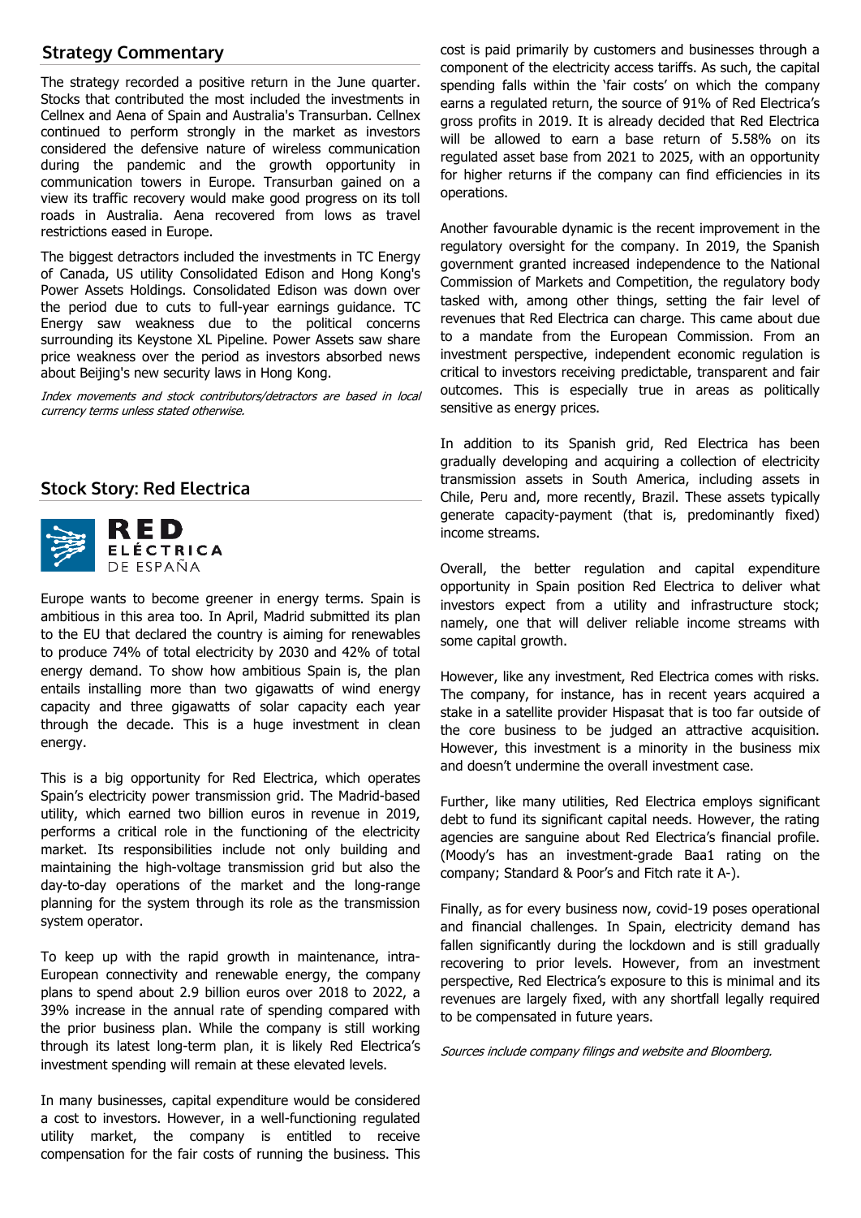## Strategy Commentary

The strategy recorded a positive return in the June quarter. Stocks that contributed the most included the investments in Cellnex and Aena of Spain and Australia's Transurban. Cellnex continued to perform strongly in the market as investors considered the defensive nature of wireless communication during the pandemic and the growth opportunity in communication towers in Europe. Transurban gained on a view its traffic recovery would make good progress on its toll roads in Australia. Aena recovered from lows as travel restrictions eased in Europe.

The biggest detractors included the investments in TC Energy of Canada, US utility Consolidated Edison and Hong Kong's Power Assets Holdings. Consolidated Edison was down over the period due to cuts to full-year earnings guidance. TC Energy saw weakness due to the political concerns surrounding its Keystone XL Pipeline. Power Assets saw share price weakness over the period as investors absorbed news about Beijing's new security laws in Hong Kong.

*Index movements and stock contributors/detractors are based in local currency terms unless stated otherwise.*

## Stock Story: Red Electrica

RED ELÉCTRICA DE ESPAÑA

Europe wants to become greener in energy terms. Spain is ambitious in this area too. In April, Madrid submitted its plan to the EU that declared the country is aiming for renewables to produce 74% of total electricity by 2030 and 42% of total energy demand. To show how ambitious Spain is, the plan entails installing more than two gigawatts of wind energy capacity and three gigawatts of solar capacity each year through the decade. This is a huge investment in clean energy.

This is a big opportunity for Red Electrica, which operates Spain's electricity power transmission grid. The Madrid-based utility, which earned two billion euros in revenue in 2019, performs a critical role in the functioning of the electricity market. Its responsibilities include not only building and maintaining the high-voltage transmission grid but also the day-to-day operations of the market and the long-range planning for the system through its role as the transmission system operator.

To keep up with the rapid growth in maintenance, intra-European connectivity and renewable energy, the company plans to spend about 2.9 billion euros over 2018 to 2022, a 39% increase in the annual rate of spending compared with the prior business plan. While the company is still working through its latest long-term plan, it is likely Red Electrica's investment spending will remain at these elevated levels.

In many businesses, capital expenditure would be considered a cost to investors. However, in a well-functioning regulated utility market, the company is entitled to receive compensation for the fair costs of running the business. This cost is paid primarily by customers and businesses through a component of the electricity access tariffs. As such, the capital spending falls within the 'fair costs' on which the company earns a regulated return, the source of 91% of Red Electrica's gross profits in 2019. It is already decided that Red Electrica will be allowed to earn a base return of 5.58% on its regulated asset base from 2021 to 2025, with an opportunity for higher returns if the company can find efficiencies in its operations.

Another favourable dynamic is the recent improvement in the regulatory oversight for the company. In 2019, the Spanish government granted increased independence to the National Commission of Markets and Competition, the regulatory body tasked with, among other things, setting the fair level of revenues that Red Electrica can charge. This came about due to a mandate from the European Commission. From an investment perspective, independent economic regulation is critical to investors receiving predictable, transparent and fair outcomes. This is especially true in areas as politically sensitive as energy prices.

In addition to its Spanish grid, Red Electrica has been gradually developing and acquiring a collection of electricity transmission assets in South America, including assets in Chile, Peru and, more recently, Brazil. These assets typically generate capacity-payment (that is, predominantly fixed) income streams.

Overall, the better regulation and capital expenditure opportunity in Spain position Red Electrica to deliver what investors expect from a utility and infrastructure stock; namely, one that will deliver reliable income streams with some capital growth.

However, like any investment, Red Electrica comes with risks. The company, for instance, has in recent years acquired a stake in a satellite provider Hispasat that is too far outside of the core business to be judged an attractive acquisition. However, this investment is a minority in the business mix and doesn't undermine the overall investment case.

Further, like many utilities, Red Electrica employs significant debt to fund its significant capital needs. However, the rating agencies are sanguine about Red Electrica's financial profile. (Moody's has an investment-grade Baa1 rating on the company; Standard & Poor's and Fitch rate it A-).

Finally, as for every business now, covid-19 poses operational and financial challenges. In Spain, electricity demand has fallen significantly during the lockdown and is still gradually recovering to prior levels. However, from an investment perspective, Red Electrica's exposure to this is minimal and its revenues are largely fixed, with any shortfall legally required to be compensated in future years.

*Sources include company filings and website and Bloomberg.*